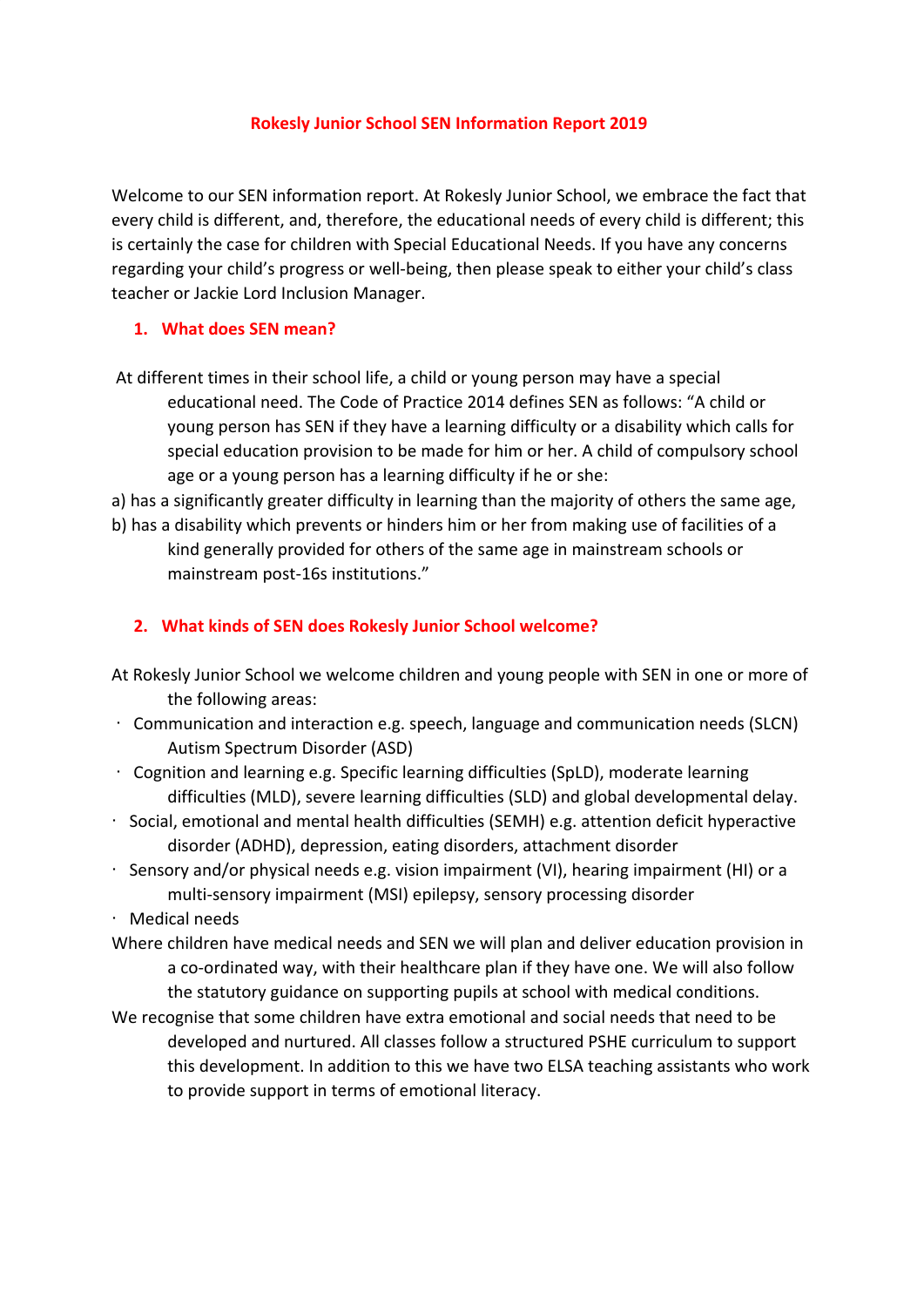# Rokesly Junior School SEN Information Report 2019

Welcome to our SEN information report. At Rokesly Junior School, we embrace the fact that every child is different, and, therefore, the educational needs of every child is different; this is certainly the case for children with Special Educational Needs. If you have any concerns regarding your child's progress or well-being, then please speak to either your child's class teacher or Jackie Lord Inclusion Manager.

## 1. What does SEN mean?

At different times in their school life, a child or young person may have a special educational need. The Code of Practice 2014 defines SEN as follows: "A child or young person has SEN if they have a learning difficulty or a disability which calls for special education provision to be made for him or her. A child of compulsory school age or a young person has a learning difficulty if he or she:

a) has a significantly greater difficulty in learning than the majority of others the same age,

b) has a disability which prevents or hinders him or her from making use of facilities of a kind generally provided for others of the same age in mainstream schools or mainstream post-16s institutions."

## 2. What kinds of SEN does Rokesly Junior School welcome?

At Rokesly Junior School we welcome children and young people with SEN in one or more of the following areas:

- Communication and interaction e.g. speech, language and communication needs (SLCN) Autism Spectrum Disorder (ASD)
- Cognition and learning e.g. Specific learning difficulties (SpLD), moderate learning difficulties (MLD), severe learning difficulties (SLD) and global developmental delay.
- Social, emotional and mental health difficulties (SEMH) e.g. attention deficit hyperactive disorder (ADHD), depression, eating disorders, attachment disorder
- Sensory and/or physical needs e.g. vision impairment (VI), hearing impairment (HI) or a multi-sensory impairment (MSI) epilepsy, sensory processing disorder
- Medical needs

Where children have medical needs and SEN we will plan and deliver education provision in a co-ordinated way, with their healthcare plan if they have one. We will also follow the statutory guidance on supporting pupils at school with medical conditions.

We recognise that some children have extra emotional and social needs that need to be developed and nurtured. All classes follow a structured PSHE curriculum to support this development. In addition to this we have two ELSA teaching assistants who work to provide support in terms of emotional literacy.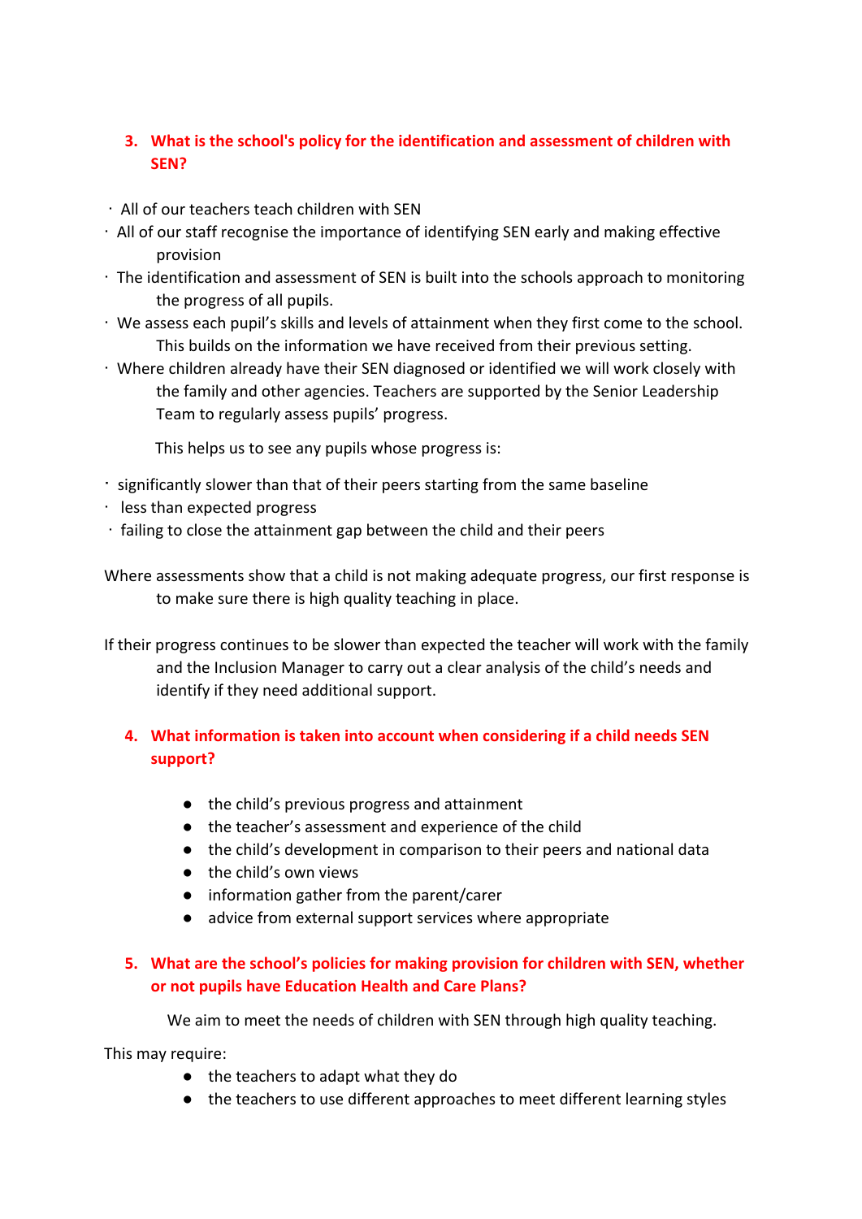### 3. What is the school's policy for the identification and assessment of children with SEN?

- All of our teachers teach children with SEN
- All of our staff recognise the importance of identifying SEN early and making effective provision
- The identification and assessment of SEN is built into the schools approach to monitoring the progress of all pupils.
- We assess each pupil's skills and levels of attainment when they first come to the school. This builds on the information we have received from their previous setting.
- Where children already have their SEN diagnosed or identified we will work closely with the family and other agencies. Teachers are supported by the Senior Leadership Team to regularly assess pupils' progress.

  This helps us to see any pupils whose progress is:

- significantly slower than that of their peers starting from the same baseline
- less than expected progress
- failing to close the attainment gap between the child and their peers

Where assessments show that a child is not making adequate progress, our first response is to make sure there is high quality teaching in place.

If their progress continues to be slower than expected the teacher will work with the family and the Inclusion Manager to carry out a clear analysis of the child's needs and identify if they need additional support.

### 4. What information is taken into account when considering if a child needs SEN support?

- the child's previous progress and attainment
- the teacher's assessment and experience of the child
- the child's development in comparison to their peers and national data
- the child's own views
- information gather from the parent/carer
- advice from external support services where appropriate

### 5. What are the school's policies for making provision for children with SEN, whether or not pupils have Education Health and Care Plans?

We aim to meet the needs of children with SEN through high quality teaching.

This may require:

- the teachers to adapt what they do
- the teachers to use different approaches to meet different learning styles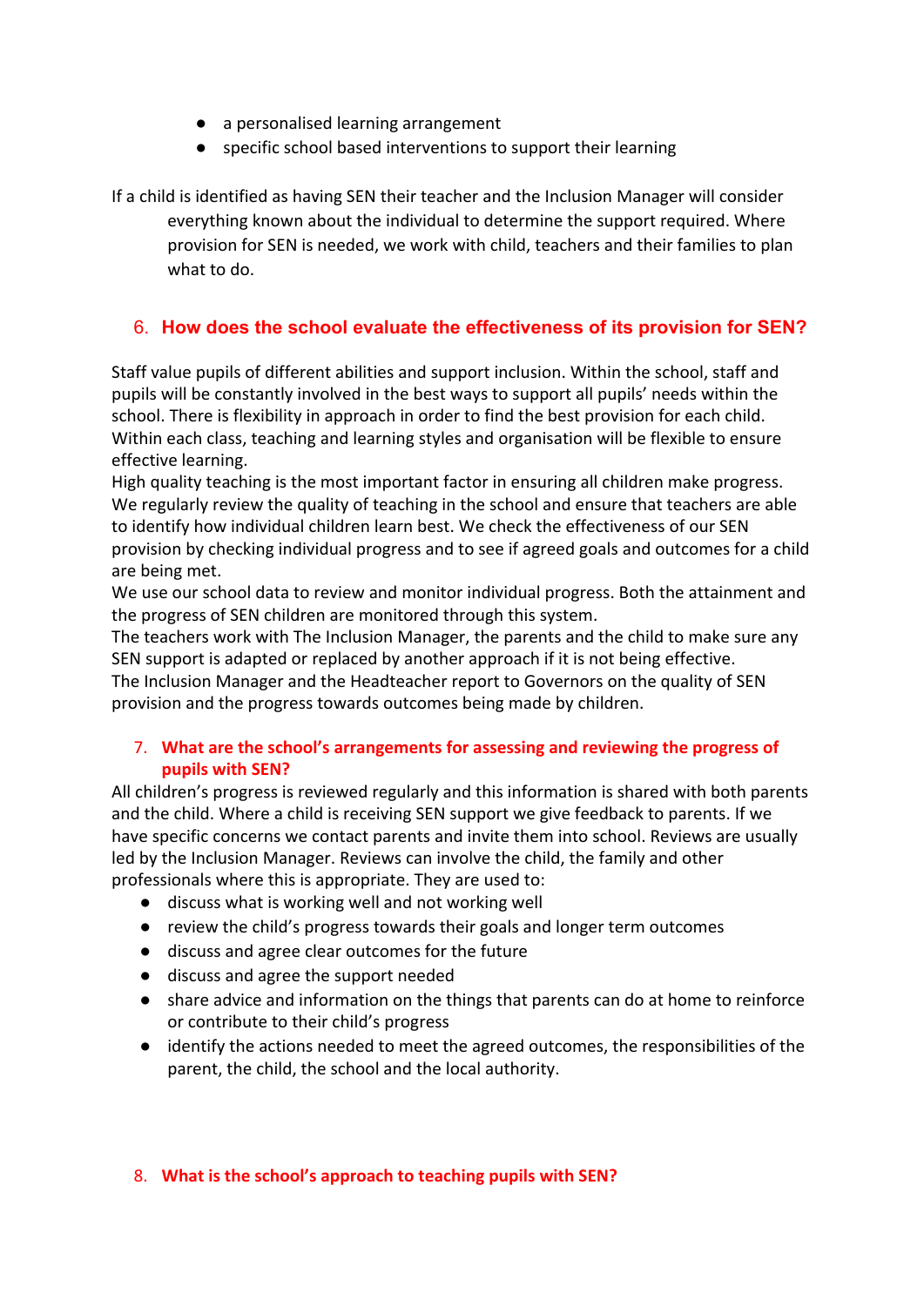- a personalised learning arrangement
- specific school based interventions to support their learning

If a child is identified as having SEN their teacher and the Inclusion Manager will consider everything known about the individual to determine the support required. Where provision for SEN is needed, we work with child, teachers and their families to plan what to do.

## 6. How does the school evaluate the effectiveness of its provision for SEN?

Staff value pupils of different abilities and support inclusion. Within the school, staff and pupils will be constantly involved in the best ways to support all pupils' needs within the school. There is flexibility in approach in order to find the best provision for each child. Within each class, teaching and learning styles and organisation will be flexible to ensure effective learning.

High quality teaching is the most important factor in ensuring all children make progress. We regularly review the quality of teaching in the school and ensure that teachers are able to identify how individual children learn best. We check the effectiveness of our SEN provision by checking individual progress and to see if agreed goals and outcomes for a child are being met.

We use our school data to review and monitor individual progress. Both the attainment and the progress of SEN children are monitored through this system.

The teachers work with The Inclusion Manager, the parents and the child to make sure any SEN support is adapted or replaced by another approach if it is not being effective.

The Inclusion Manager and the Headteacher report to Governors on the quality of SEN provision and the progress towards outcomes being made by children.

## 7. What are the school's arrangements for assessing and reviewing the progress of pupils with SEN?

All children's progress is reviewed regularly and this information is shared with both parents and the child. Where a child is receiving SEN support we give feedback to parents. If we have specific concerns we contact parents and invite them into school. Reviews are usually led by the Inclusion Manager. Reviews can involve the child, the family and other professionals where this is appropriate. They are used to:

- discuss what is working well and not working well
- review the child's progress towards their goals and longer term outcomes
- discuss and agree clear outcomes for the future
- discuss and agree the support needed
- share advice and information on the things that parents can do at home to reinforce or contribute to their child's progress
- identify the actions needed to meet the agreed outcomes, the responsibilities of the parent, the child, the school and the local authority.

## 8. What is the school's approach to teaching pupils with SEN?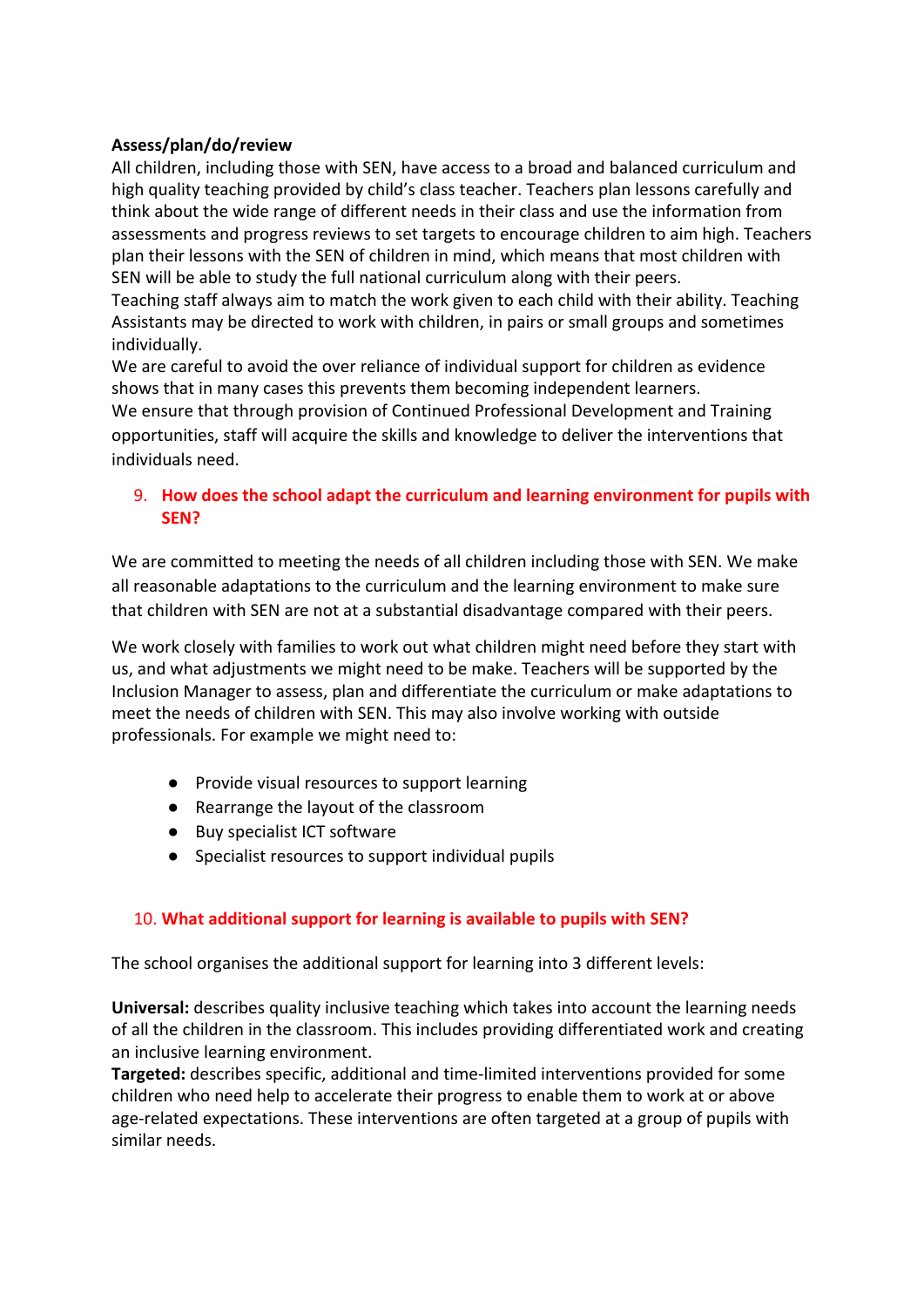**Assess/plan/do/review**

All children, including those with SEN, have access to a broad and balanced curriculum and high quality teaching provided by child's class teacher. Teachers plan lessons carefully and think about the wide range of different needs in their class and use the information from assessments and progress reviews to set targets to encourage children to aim high. Teachers plan their lessons with the SEN of children in mind, which means that most children with SEN will be able to study the full national curriculum along with their peers.

Teaching staff always aim to match the work given to each child with their ability. Teaching Assistants may be directed to work with children, in pairs or small groups and sometimes individually.

We are careful to avoid the over reliance of individual support for children as evidence shows that in many cases this prevents them becoming independent learners.

We ensure that through provision of Continued Professional Development and Training opportunities, staff will acquire the skills and knowledge to deliver the interventions that individuals need.

## 9. How does the school adapt the curriculum and learning environment for pupils with SEN?

We are committed to meeting the needs of all children including those with SEN. We make all reasonable adaptations to the curriculum and the learning environment to make sure that children with SEN are not at a substantial disadvantage compared with their peers.

We work closely with families to work out what children might need before they start with us, and what adjustments we might need to be make. Teachers will be supported by the Inclusion Manager to assess, plan and differentiate the curriculum or make adaptations to meet the needs of children with SEN. This may also involve working with outside professionals. For example we might need to:

- Provide visual resources to support learning
- Rearrange the layout of the classroom
- Buy specialist ICT software
- Specialist resources to support individual pupils

## 10. What additional support for learning is available to pupils with SEN?

The school organises the additional support for learning into 3 different levels:

**Universal:** describes quality inclusive teaching which takes into account the learning needs of all the children in the classroom. This includes providing differentiated work and creating an inclusive learning environment.

**Targeted:** describes specific, additional and time-limited interventions provided for some children who need help to accelerate their progress to enable them to work at or above age-related expectations. These interventions are often targeted at a group of pupils with similar needs.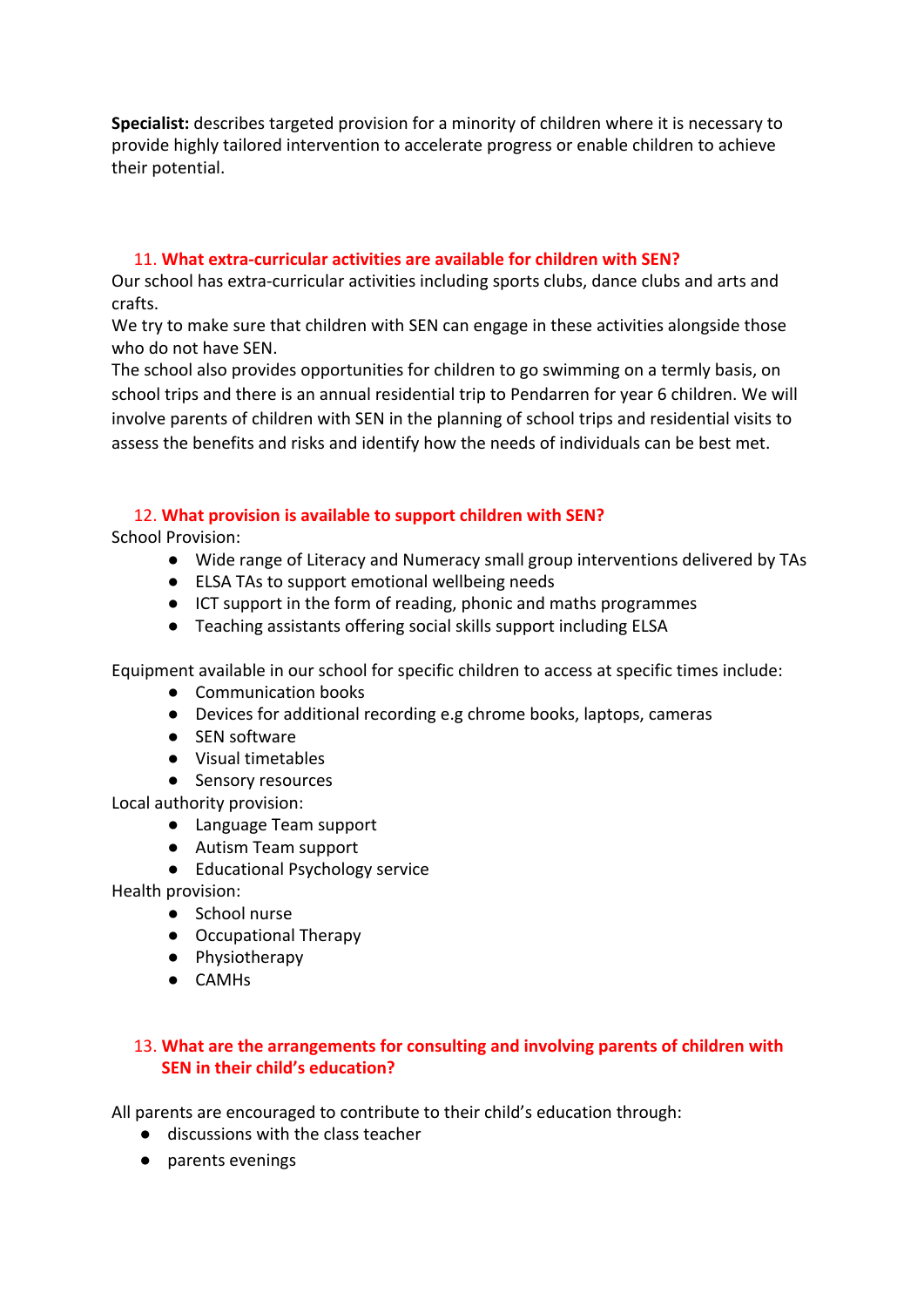**Specialist:** describes targeted provision for a minority of children where it is necessary to provide highly tailored intervention to accelerate progress or enable children to achieve their potential.

## 11. What extra-curricular activities are available for children with SEN?

Our school has extra-curricular activities including sports clubs, dance clubs and arts and crafts.

We try to make sure that children with SEN can engage in these activities alongside those who do not have SEN.

The school also provides opportunities for children to go swimming on a termly basis, on school trips and there is an annual residential trip to Pendarren for year 6 children. We will involve parents of children with SEN in the planning of school trips and residential visits to assess the benefits and risks and identify how the needs of individuals can be best met.

## 12. What provision is available to support children with SEN?

School Provision:

- Wide range of Literacy and Numeracy small group interventions delivered by TAs
- ELSA TAs to support emotional wellbeing needs
- ICT support in the form of reading, phonic and maths programmes
- Teaching assistants offering social skills support including ELSA

Equipment available in our school for specific children to access at specific times include:

- Communication books
- Devices for additional recording e.g chrome books, laptops, cameras
- SEN software
- Visual timetables
- Sensory resources

Local authority provision:

- Language Team support
- Autism Team support
- Educational Psychology service

Health provision:

- School nurse
- Occupational Therapy
- Physiotherapy
- CAMHs

## 13. What are the arrangements for consulting and involving parents of children with SEN in their child's education?

All parents are encouraged to contribute to their child's education through:

- discussions with the class teacher
- parents evenings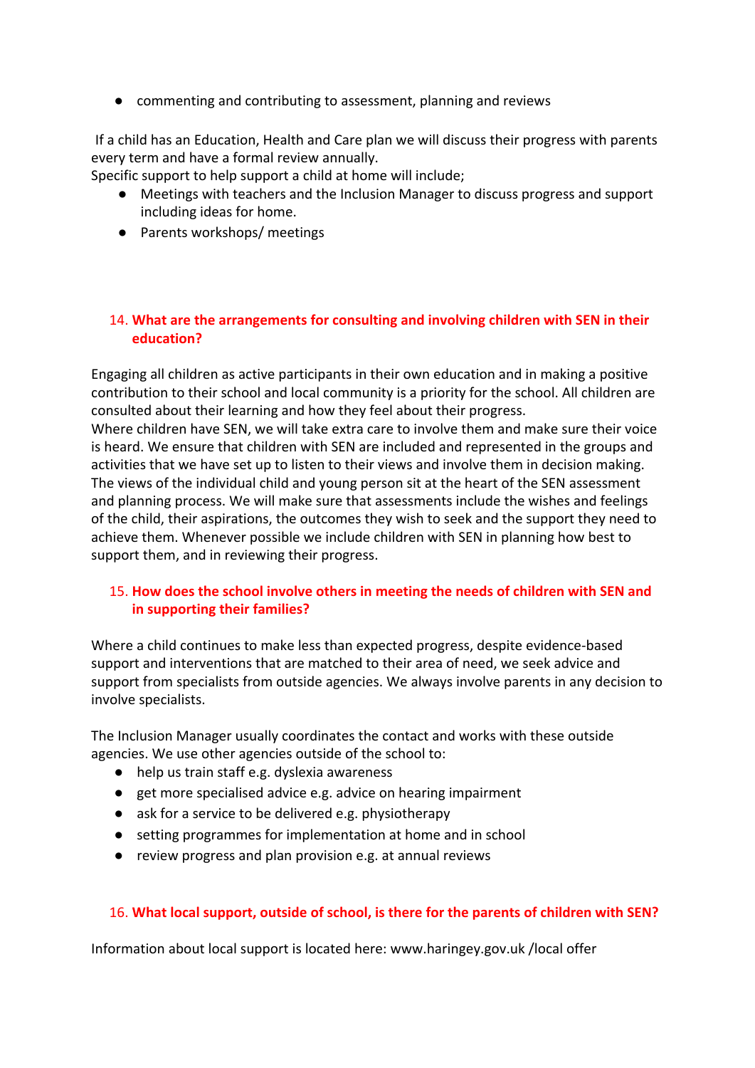- commenting and contributing to assessment, planning and reviews

If a child has an Education, Health and Care plan we will discuss their progress with parents every term and have a formal review annually.
Specific support to help support a child at home will include;

- Meetings with teachers and the Inclusion Manager to discuss progress and support including ideas for home.
- Parents workshops/ meetings

## 14. What are the arrangements for consulting and involving children with SEN in their education?

Engaging all children as active participants in their own education and in making a positive contribution to their school and local community is a priority for the school. All children are consulted about their learning and how they feel about their progress.
Where children have SEN, we will take extra care to involve them and make sure their voice is heard. We ensure that children with SEN are included and represented in the groups and activities that we have set up to listen to their views and involve them in decision making. The views of the individual child and young person sit at the heart of the SEN assessment and planning process. We will make sure that assessments include the wishes and feelings of the child, their aspirations, the outcomes they wish to seek and the support they need to achieve them. Whenever possible we include children with SEN in planning how best to support them, and in reviewing their progress.

## 15. How does the school involve others in meeting the needs of children with SEN and in supporting their families?

Where a child continues to make less than expected progress, despite evidence-based support and interventions that are matched to their area of need, we seek advice and support from specialists from outside agencies. We always involve parents in any decision to involve specialists.

The Inclusion Manager usually coordinates the contact and works with these outside agencies. We use other agencies outside of the school to:

- help us train staff e.g. dyslexia awareness
- get more specialised advice e.g. advice on hearing impairment
- ask for a service to be delivered e.g. physiotherapy
- setting programmes for implementation at home and in school
- review progress and plan provision e.g. at annual reviews

## 16. What local support, outside of school, is there for the parents of children with SEN?

Information about local support is located here: www.haringey.gov.uk /local offer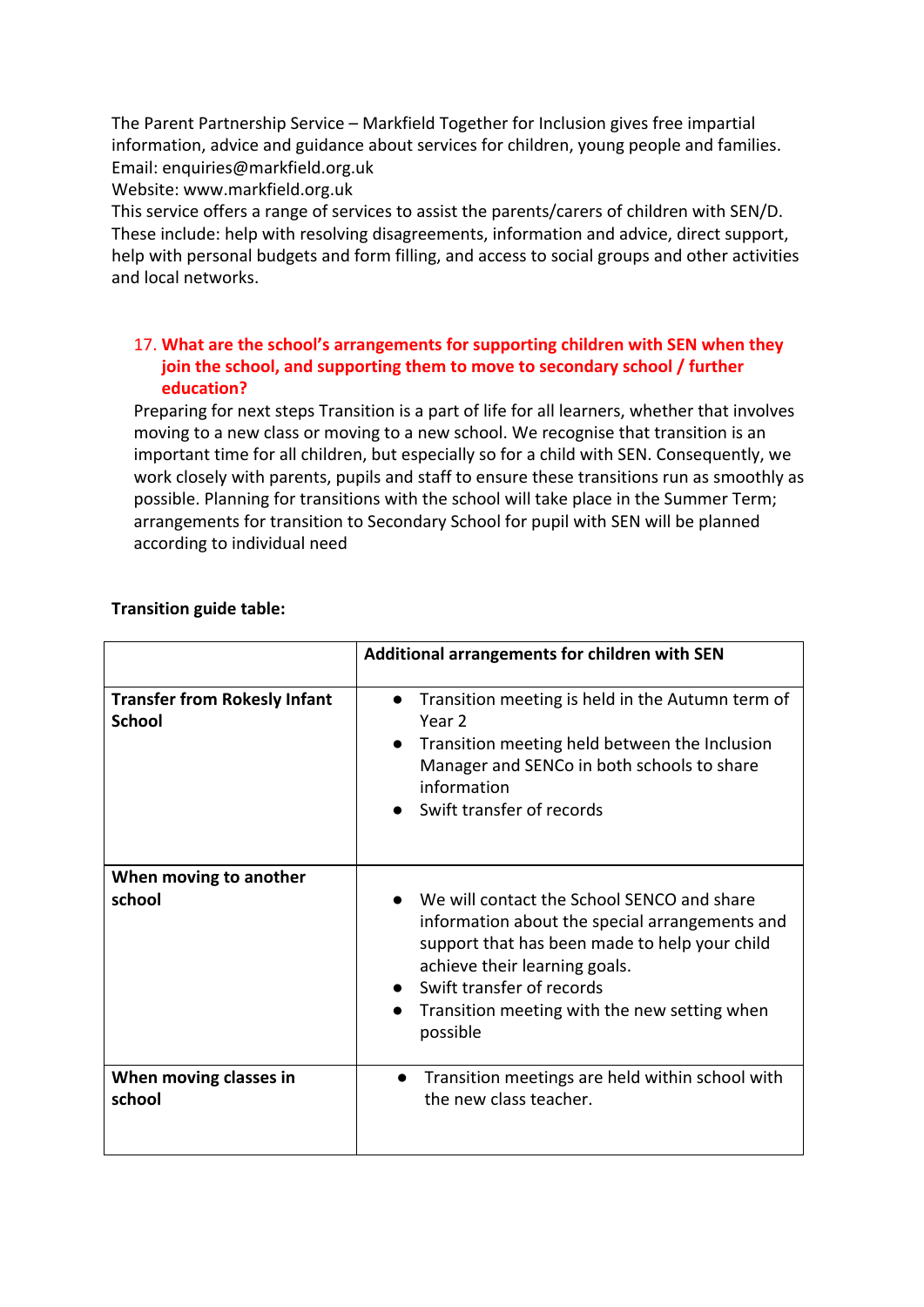The Parent Partnership Service – Markfield Together for Inclusion gives free impartial information, advice and guidance about services for children, young people and families.
Email: enquiries@markfield.org.uk
Website: www.markfield.org.uk
This service offers a range of services to assist the parents/carers of children with SEN/D. These include: help with resolving disagreements, information and advice, direct support, help with personal budgets and form filling, and access to social groups and other activities and local networks.

### 17. What are the school's arrangements for supporting children with SEN when they join the school, and supporting them to move to secondary school / further education?

Preparing for next steps Transition is a part of life for all learners, whether that involves moving to a new class or moving to a new school. We recognise that transition is an important time for all children, but especially so for a child with SEN. Consequently, we work closely with parents, pupils and staff to ensure these transitions run as smoothly as possible. Planning for transitions with the school will take place in the Summer Term; arrangements for transition to Secondary School for pupil with SEN will be planned according to individual need

**Transition guide table:**

| | **Additional arrangements for children with SEN** |
|---|---|
| **Transfer from Rokesly Infant School** | • Transition meeting is held in the Autumn term of Year 2<br>• Transition meeting held between the Inclusion Manager and SENCo in both schools to share information<br>• Swift transfer of records |
| **When moving to another school** | • We will contact the School SENCO and share information about the special arrangements and support that has been made to help your child achieve their learning goals.<br>• Swift transfer of records<br>• Transition meeting with the new setting when possible |
| **When moving classes in school** | • Transition meetings are held within school with the new class teacher. |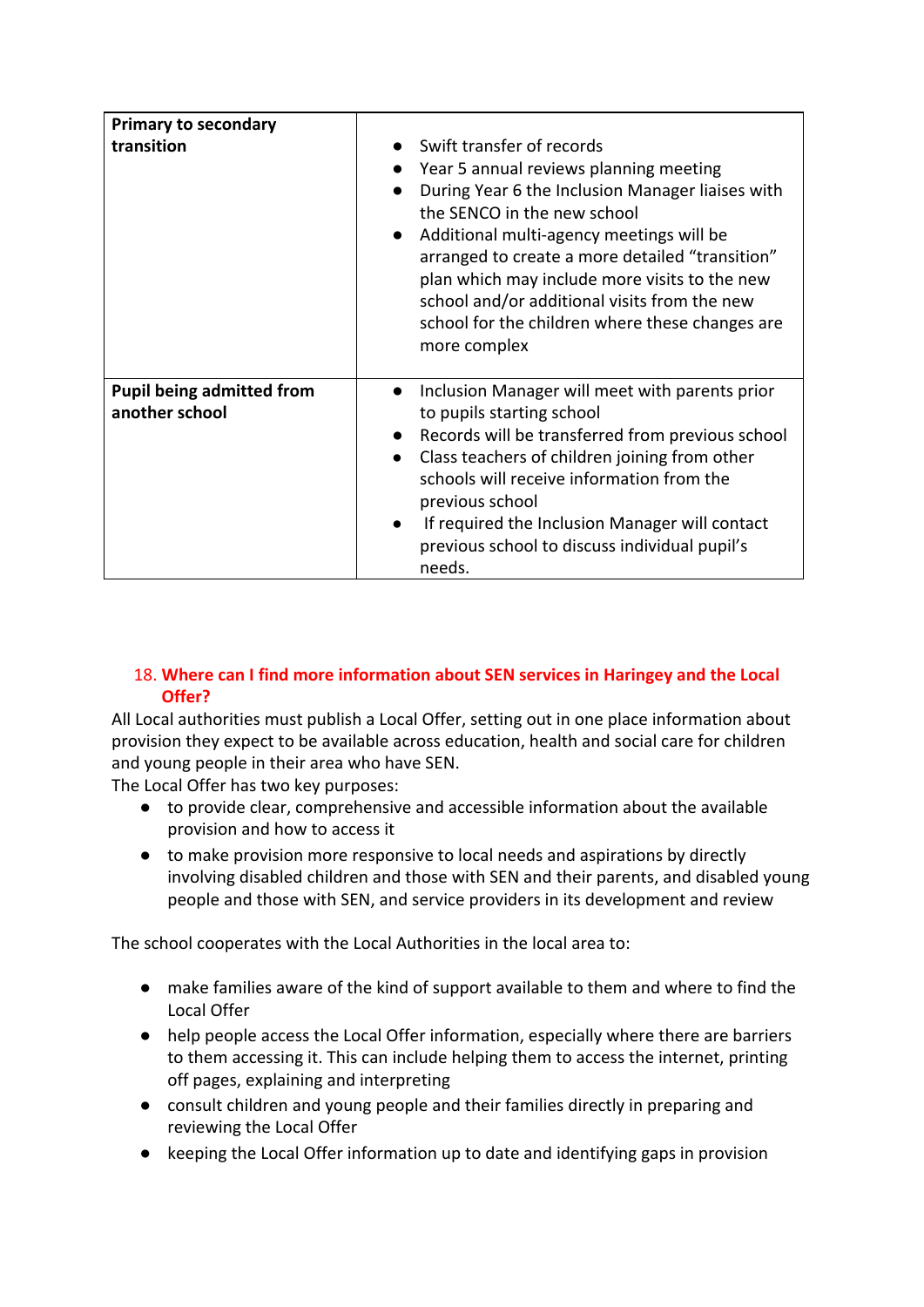| | |
|---|---|
| **Primary to secondary transition** | • Swift transfer of records<br>• Year 5 annual reviews planning meeting<br>• During Year 6 the Inclusion Manager liaises with the SENCO in the new school<br>• Additional multi-agency meetings will be arranged to create a more detailed "transition" plan which may include more visits to the new school and/or additional visits from the new school for the children where these changes are more complex |
| **Pupil being admitted from another school** | • Inclusion Manager will meet with parents prior to pupils starting school<br>• Records will be transferred from previous school<br>• Class teachers of children joining from other schools will receive information from the previous school<br>• If required the Inclusion Manager will contact previous school to discuss individual pupil's needs. |

## 18. Where can I find more information about SEN services in Haringey and the Local Offer?

All Local authorities must publish a Local Offer, setting out in one place information about provision they expect to be available across education, health and social care for children and young people in their area who have SEN.

The Local Offer has two key purposes:

- to provide clear, comprehensive and accessible information about the available provision and how to access it
- to make provision more responsive to local needs and aspirations by directly involving disabled children and those with SEN and their parents, and disabled young people and those with SEN, and service providers in its development and review

The school cooperates with the Local Authorities in the local area to:

- make families aware of the kind of support available to them and where to find the Local Offer
- help people access the Local Offer information, especially where there are barriers to them accessing it. This can include helping them to access the internet, printing off pages, explaining and interpreting
- consult children and young people and their families directly in preparing and reviewing the Local Offer
- keeping the Local Offer information up to date and identifying gaps in provision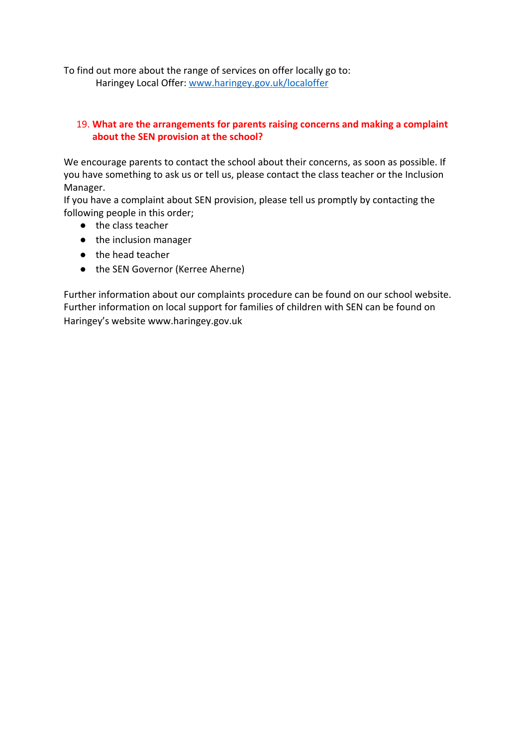To find out more about the range of services on offer locally go to:

Haringey Local Offer: [www.haringey.gov.uk/localoffer](http://www.haringey.gov.uk/localoffer)

## 19. What are the arrangements for parents raising concerns and making a complaint about the SEN provision at the school?

We encourage parents to contact the school about their concerns, as soon as possible. If you have something to ask us or tell us, please contact the class teacher or the Inclusion Manager.

If you have a complaint about SEN provision, please tell us promptly by contacting the following people in this order;

- the class teacher
- the inclusion manager
- the head teacher
- the SEN Governor (Kerree Aherne)

Further information about our complaints procedure can be found on our school website. Further information on local support for families of children with SEN can be found on Haringey's website www.haringey.gov.uk